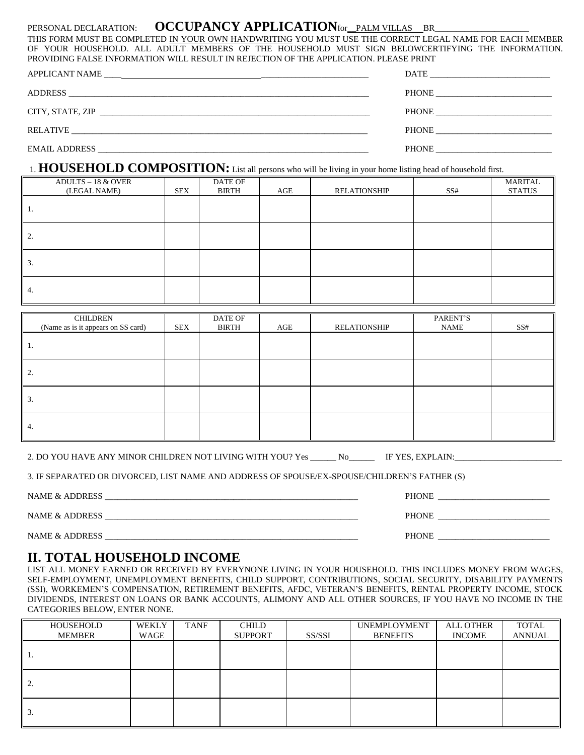PERSONAL DECLARATION: **OCCUPANCY APPLICATION** for PALM VILLAS BR_____________________

THIS FORM MUST BE COMPLETED IN YOUR OWN HANDWRITING YOU MUST USE THE CORRECT LEGAL NAME FOR EACH MEMBER OF YOUR HOUSEHOLD. ALL ADULT MEMBERS OF THE HOUSEHOLD MUST SIGN BELOWCERTIFYING THE INFORMATION. PROVIDING FALSE INFORMATION WILL RESULT IN REJECTION OF THE APPLICATION. PLEASE PRINT

APPLICANT NAME ____________________________________________________________ DATE ____________________________

ADDRESS __________________________________________________________________ PHONE ___________________________

CITY, STATE, ZIP _____________________________________________________________ PHONE ___________________________

RELATIVE _________________________________________________________________ PHONE ___________________________

EMAIL ADDRESS _____________________________________________________________ PHONE ___________________________

## 1. HOUSEHOLD COMPOSITION: List all persons who will be living in your home listing head of household first.

| ADULTS – 18 & OVER (LEGAL NAME) | SEX | DATE OF BIRTH | AGE | RELATIONSHIP | SS# | MARITAL STATUS |
|---|---|---|---|---|---|---|
| 1. | | | | | | |
| 2. | | | | | | |
| 3. | | | | | | |
| 4. | | | | | | |

| CHILDREN (Name as is it appears on SS card) | SEX | DATE OF BIRTH | AGE | RELATIONSHIP | PARENT'S NAME | SS# |
|---|---|---|---|---|---|---|
| 1. | | | | | | |
| 2. | | | | | | |
| 3. | | | | | | |
| 4. | | | | | | |

2. DO YOU HAVE ANY MINOR CHILDREN NOT LIVING WITH YOU? Yes ______ No______ IF YES, EXPLAIN:_________________________

3. IF SEPARATED OR DIVORCED, LIST NAME AND ADDRESS OF SPOUSE/EX-SPOUSE/CHILDREN'S FATHER (S)

NAME & ADDRESS ______________________________________________________________ PHONE __________________________

NAME & ADDRESS ______________________________________________________________ PHONE __________________________

NAME & ADDRESS ______________________________________________________________ PHONE __________________________

## II. TOTAL HOUSEHOLD INCOME

LIST ALL MONEY EARNED OR RECEIVED BY EVERYNONE LIVING IN YOUR HOUSEHOLD. THIS INCLUDES MONEY FROM WAGES, SELF-EMPLOYMENT, UNEMPLOYMENT BENEFITS, CHILD SUPPORT, CONTRIBUTIONS, SOCIAL SECURITY, DISABILITY PAYMENTS (SSI), WORKEMEN'S COMPENSATION, RETIREMENT BENEFITS, AFDC, VETERAN'S BENEFITS, RENTAL PROPERTY INCOME, STOCK DIVIDENDS, INTEREST ON LOANS OR BANK ACCOUNTS, ALIMONY AND ALL OTHER SOURCES, IF YOU HAVE NO INCOME IN THE CATEGORIES BELOW, ENTER NONE.

| HOUSEHOLD MEMBER | WEKLY WAGE | TANF | CHILD SUPPORT | SS/SSI | UNEMPLOYMENT BENEFITS | ALL OTHER INCOME | TOTAL ANNUAL |
|---|---|---|---|---|---|---|---|
| 1. | | | | | | | |
| 2. | | | | | | | |
| 3. | | | | | | | |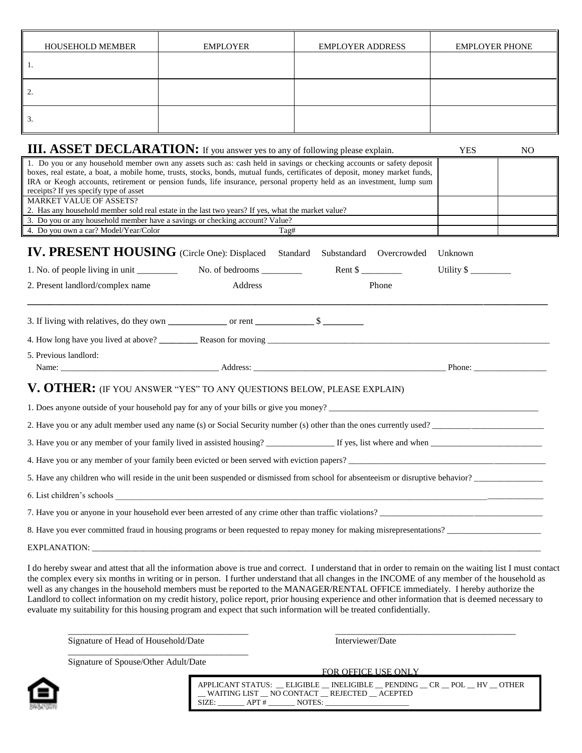| HOUSEHOLD MEMBER | EMPLOYER | EMPLOYER ADDRESS | EMPLOYER PHONE |
|---|---|---|---|
| 1. | | | |
| 2. | | | |
| 3. | | | |

## III. ASSET DECLARATION: If you answer yes to any of following please explain.

| | YES | NO |
|---|---|---|
| 1. Do you or any household member own any assets such as: cash held in savings or checking accounts or safety deposit boxes, real estate, a boat, a mobile home, trusts, stocks, bonds, mutual funds, certificates of deposit, money market funds, IRA or Keogh accounts, retirement or pension funds, life insurance, personal property held as an investment, lump sum receipts? If yes specify type of asset | | |
| MARKET VALUE OF ASSETS?<br>2. Has any household member sold real estate in the last two years? If yes, what the market value? | | |
| 3. Do you or any household member have a savings or checking account? Value? | | |
| 4. Do you own a car? Model/Year/Color Tag# | | |

## IV. PRESENT HOUSING (Circle One): Displaced Standard Substandard Overcrowded Unknown

1. No. of people living in unit _________ No. of bedrooms _________ Rent $ _________ Utility $ _________

2. Present landlord/complex name Address Phone

_______________________________________________________________________________

3. If living with relatives, do they own _____________ or rent _____________ $ _________

4. How long have you lived at above? ________ Reason for moving ____________________________________________

5. Previous landlord:
Name: ______________________________ Address: ______________________________ Phone: _________________

## V. OTHER: (IF YOU ANSWER "YES" TO ANY QUESTIONS BELOW, PLEASE EXPLAIN)

1. Does anyone outside of your household pay for any of your bills or give you money? ______________________________

2. Have you or any adult member used any name (s) or Social Security number (s) other than the ones currently used? ______________________________

3. Have you or any member of your family lived in assisted housing? ________________ If yes, list where and when __________________________

4. Have you or any member of your family been evicted or been served with eviction papers? ______________________________

5. Have any children who will reside in the unit been suspended or dismissed from school for absenteeism or disruptive behavior? ________________

6. List children's schools ______________________________________________________________

7. Have you or anyone in your household ever been arrested of any crime other than traffic violations? ______________________________

8. Have you ever committed fraud in housing programs or been requested to repay money for making misrepresentations? ______________________

EXPLANATION: ______________________________________________________________

I do hereby swear and attest that all the information above is true and correct. I understand that in order to remain on the waiting list I must contact the complex every six months in writing or in person. I further understand that all changes in the INCOME of any member of the household as well as any changes in the household members must be reported to the MANAGER/RENTAL OFFICE immediately. I hereby authorize the Landlord to collect information on my credit history, police report, prior housing experience and other information that is deemed necessary to evaluate my suitability for this housing program and expect that such information will be treated confidentially.

_________________________________________ Signature of Head of Household/Date

_________________________________________ Interviewer/Date

_________________________________________ Signature of Spouse/Other Adult/Date

FOR OFFICE USE ONLY

APPLICANT STATUS: __ ELIGIBLE __ INELIGIBLE __ PENDING __ CR __ POL __ HV __ OTHER
__ WAITING LIST __ NO CONTACT __ REJECTED __ ACEPTED
SIZE: _______ APT # _______ NOTES: _____________________